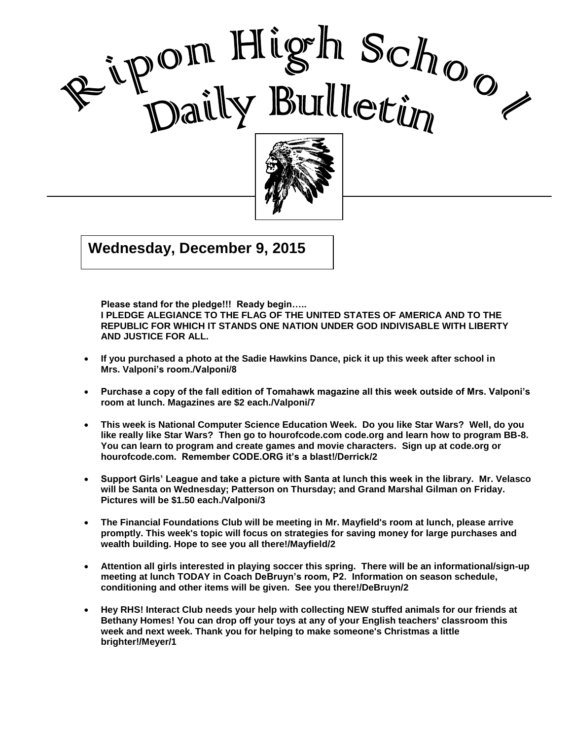# Ripon High School Daily Bulletin

**Wednesday, December 9, 2015**

**Please stand for the pledge!!! Ready begin…..**
**I PLEDGE ALEGIANCE TO THE FLAG OF THE UNITED STATES OF AMERICA AND TO THE REPUBLIC FOR WHICH IT STANDS ONE NATION UNDER GOD INDIVISABLE WITH LIBERTY AND JUSTICE FOR ALL.**

- **If you purchased a photo at the Sadie Hawkins Dance, pick it up this week after school in Mrs. Valponi's room./Valponi/8**

- **Purchase a copy of the fall edition of Tomahawk magazine all this week outside of Mrs. Valponi's room at lunch. Magazines are $2 each./Valponi/7**

- **This week is National Computer Science Education Week. Do you like Star Wars? Well, do you like really like Star Wars? Then go to hourofcode.com code.org and learn how to program BB-8. You can learn to program and create games and movie characters. Sign up at code.org or hourofcode.com. Remember CODE.ORG it's a blast!/Derrick/2**

- **Support Girls' League and take a picture with Santa at lunch this week in the library. Mr. Velasco will be Santa on Wednesday; Patterson on Thursday; and Grand Marshal Gilman on Friday. Pictures will be $1.50 each./Valponi/3**

- **The Financial Foundations Club will be meeting in Mr. Mayfield's room at lunch, please arrive promptly. This week's topic will focus on strategies for saving money for large purchases and wealth building. Hope to see you all there!/Mayfield/2**

- **Attention all girls interested in playing soccer this spring. There will be an informational/sign-up meeting at lunch TODAY in Coach DeBruyn's room, P2. Information on season schedule, conditioning and other items will be given. See you there!/DeBruyn/2**

- **Hey RHS! Interact Club needs your help with collecting NEW stuffed animals for our friends at Bethany Homes! You can drop off your toys at any of your English teachers' classroom this week and next week. Thank you for helping to make someone's Christmas a little brighter!/Meyer/1**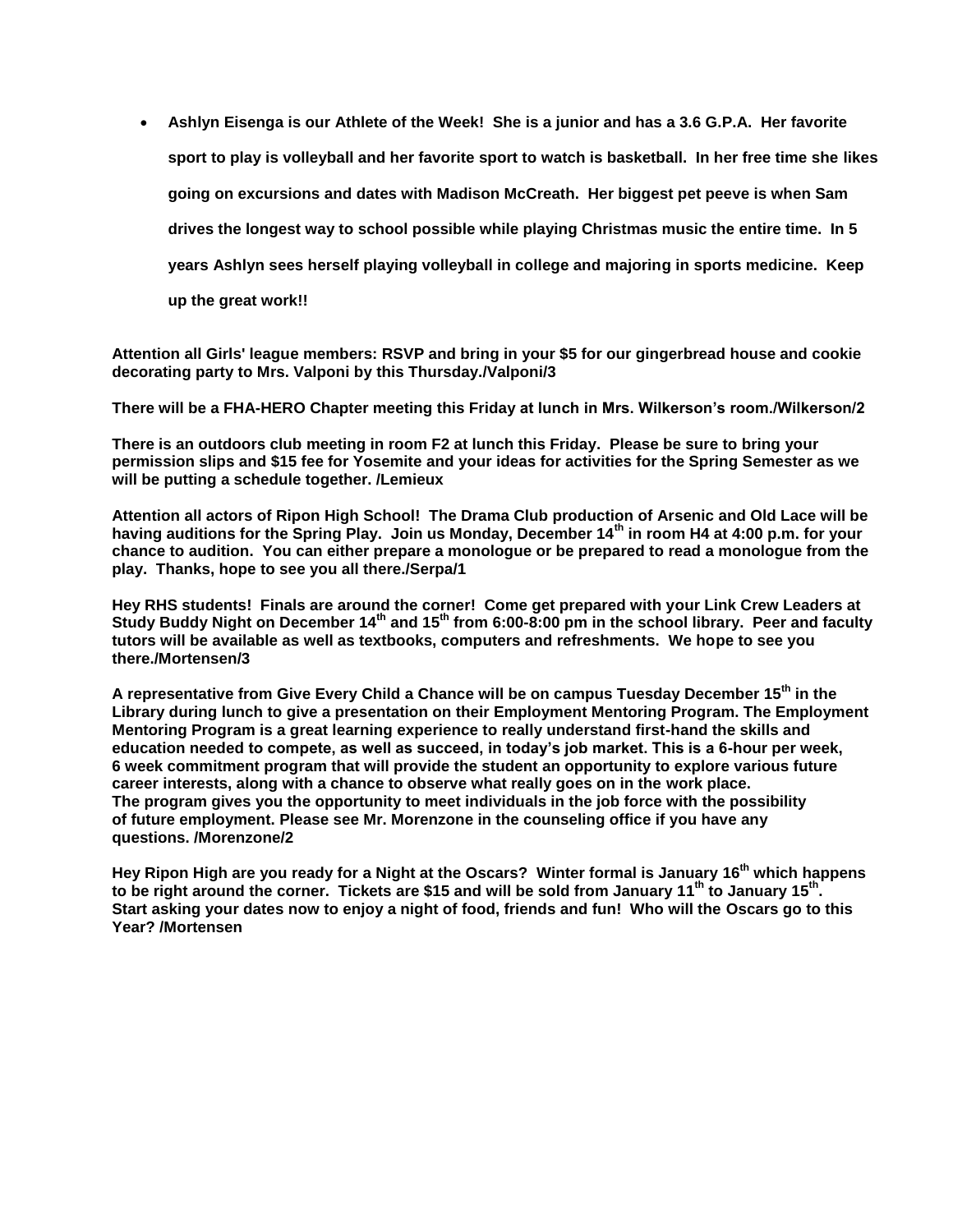- **Ashlyn Eisenga is our Athlete of the Week! She is a junior and has a 3.6 G.P.A. Her favorite sport to play is volleyball and her favorite sport to watch is basketball. In her free time she likes going on excursions and dates with Madison McCreath. Her biggest pet peeve is when Sam drives the longest way to school possible while playing Christmas music the entire time. In 5 years Ashlyn sees herself playing volleyball in college and majoring in sports medicine. Keep up the great work!!**

**Attention all Girls' league members: RSVP and bring in your $5 for our gingerbread house and cookie decorating party to Mrs. Valponi by this Thursday./Valponi/3**

**There will be a FHA-HERO Chapter meeting this Friday at lunch in Mrs. Wilkerson's room./Wilkerson/2**

**There is an outdoors club meeting in room F2 at lunch this Friday. Please be sure to bring your permission slips and $15 fee for Yosemite and your ideas for activities for the Spring Semester as we will be putting a schedule together. /Lemieux**

**Attention all actors of Ripon High School! The Drama Club production of Arsenic and Old Lace will be having auditions for the Spring Play. Join us Monday, December 14th in room H4 at 4:00 p.m. for your chance to audition. You can either prepare a monologue or be prepared to read a monologue from the play. Thanks, hope to see you all there./Serpa/1**

**Hey RHS students! Finals are around the corner! Come get prepared with your Link Crew Leaders at Study Buddy Night on December 14th and 15th from 6:00-8:00 pm in the school library. Peer and faculty tutors will be available as well as textbooks, computers and refreshments. We hope to see you there./Mortensen/3**

**A representative from Give Every Child a Chance will be on campus Tuesday December 15th in the Library during lunch to give a presentation on their Employment Mentoring Program. The Employment Mentoring Program is a great learning experience to really understand first-hand the skills and education needed to compete, as well as succeed, in today's job market. This is a 6-hour per week, 6 week commitment program that will provide the student an opportunity to explore various future career interests, along with a chance to observe what really goes on in the work place. The program gives you the opportunity to meet individuals in the job force with the possibility of future employment. Please see Mr. Morenzone in the counseling office if you have any questions. /Morenzone/2**

**Hey Ripon High are you ready for a Night at the Oscars? Winter formal is January 16th which happens to be right around the corner. Tickets are $15 and will be sold from January 11th to January 15th. Start asking your dates now to enjoy a night of food, friends and fun! Who will the Oscars go to this Year? /Mortensen**